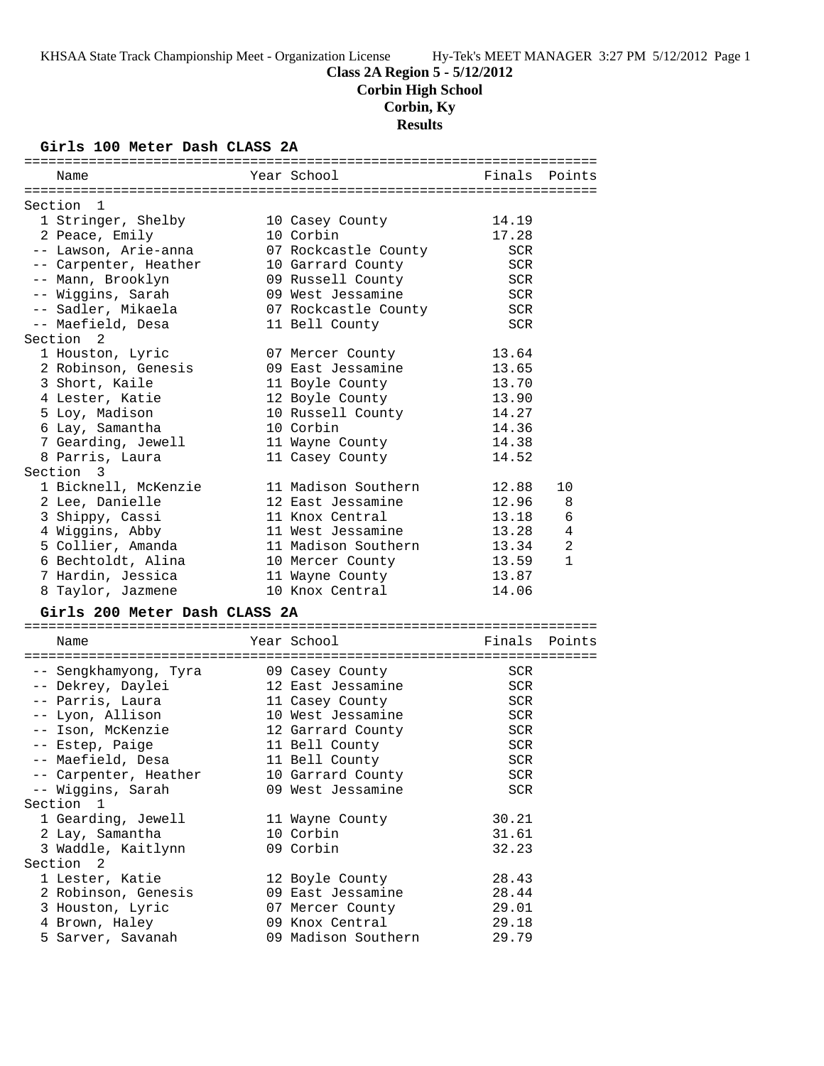# Class 2A Region 5 - 5/12/2012

## Corbin High School

## Corbin, Ky

## Results

### Girls 100 Meter Dash CLASS 2A

| Name | Year | School | Finals | Points |
|---|---|---|---|---|
| **Section 1** | | | | |
| 1 Stringer, Shelby | 10 | Casey County | 14.19 | |
| 2 Peace, Emily | 10 | Corbin | 17.28 | |
| -- Lawson, Arie-anna | 07 | Rockcastle County | SCR | |
| -- Carpenter, Heather | 10 | Garrard County | SCR | |
| -- Mann, Brooklyn | 09 | Russell County | SCR | |
| -- Wiggins, Sarah | 09 | West Jessamine | SCR | |
| -- Sadler, Mikaela | 07 | Rockcastle County | SCR | |
| -- Maefield, Desa | 11 | Bell County | SCR | |
| **Section 2** | | | | |
| 1 Houston, Lyric | 07 | Mercer County | 13.64 | |
| 2 Robinson, Genesis | 09 | East Jessamine | 13.65 | |
| 3 Short, Kaile | 11 | Boyle County | 13.70 | |
| 4 Lester, Katie | 12 | Boyle County | 13.90 | |
| 5 Loy, Madison | 10 | Russell County | 14.27 | |
| 6 Lay, Samantha | 10 | Corbin | 14.36 | |
| 7 Gearding, Jewell | 11 | Wayne County | 14.38 | |
| 8 Parris, Laura | 11 | Casey County | 14.52 | |
| **Section 3** | | | | |
| 1 Bicknell, McKenzie | 11 | Madison Southern | 12.88 | 10 |
| 2 Lee, Danielle | 12 | East Jessamine | 12.96 | 8 |
| 3 Shippy, Cassi | 11 | Knox Central | 13.18 | 6 |
| 4 Wiggins, Abby | 11 | West Jessamine | 13.28 | 4 |
| 5 Collier, Amanda | 11 | Madison Southern | 13.34 | 2 |
| 6 Bechtoldt, Alina | 10 | Mercer County | 13.59 | 1 |
| 7 Hardin, Jessica | 11 | Wayne County | 13.87 | |
| 8 Taylor, Jazmene | 10 | Knox Central | 14.06 | |

### Girls 200 Meter Dash CLASS 2A

| Name | Year | School | Finals | Points |
|---|---|---|---|---|
| -- Sengkhamyong, Tyra | 09 | Casey County | SCR | |
| -- Dekrey, Daylei | 12 | East Jessamine | SCR | |
| -- Parris, Laura | 11 | Casey County | SCR | |
| -- Lyon, Allison | 10 | West Jessamine | SCR | |
| -- Ison, McKenzie | 12 | Garrard County | SCR | |
| -- Estep, Paige | 11 | Bell County | SCR | |
| -- Maefield, Desa | 11 | Bell County | SCR | |
| -- Carpenter, Heather | 10 | Garrard County | SCR | |
| -- Wiggins, Sarah | 09 | West Jessamine | SCR | |
| **Section 1** | | | | |
| 1 Gearding, Jewell | 11 | Wayne County | 30.21 | |
| 2 Lay, Samantha | 10 | Corbin | 31.61 | |
| 3 Waddle, Kaitlynn | 09 | Corbin | 32.23 | |
| **Section 2** | | | | |
| 1 Lester, Katie | 12 | Boyle County | 28.43 | |
| 2 Robinson, Genesis | 09 | East Jessamine | 28.44 | |
| 3 Houston, Lyric | 07 | Mercer County | 29.01 | |
| 4 Brown, Haley | 09 | Knox Central | 29.18 | |
| 5 Sarver, Savanah | 09 | Madison Southern | 29.79 | |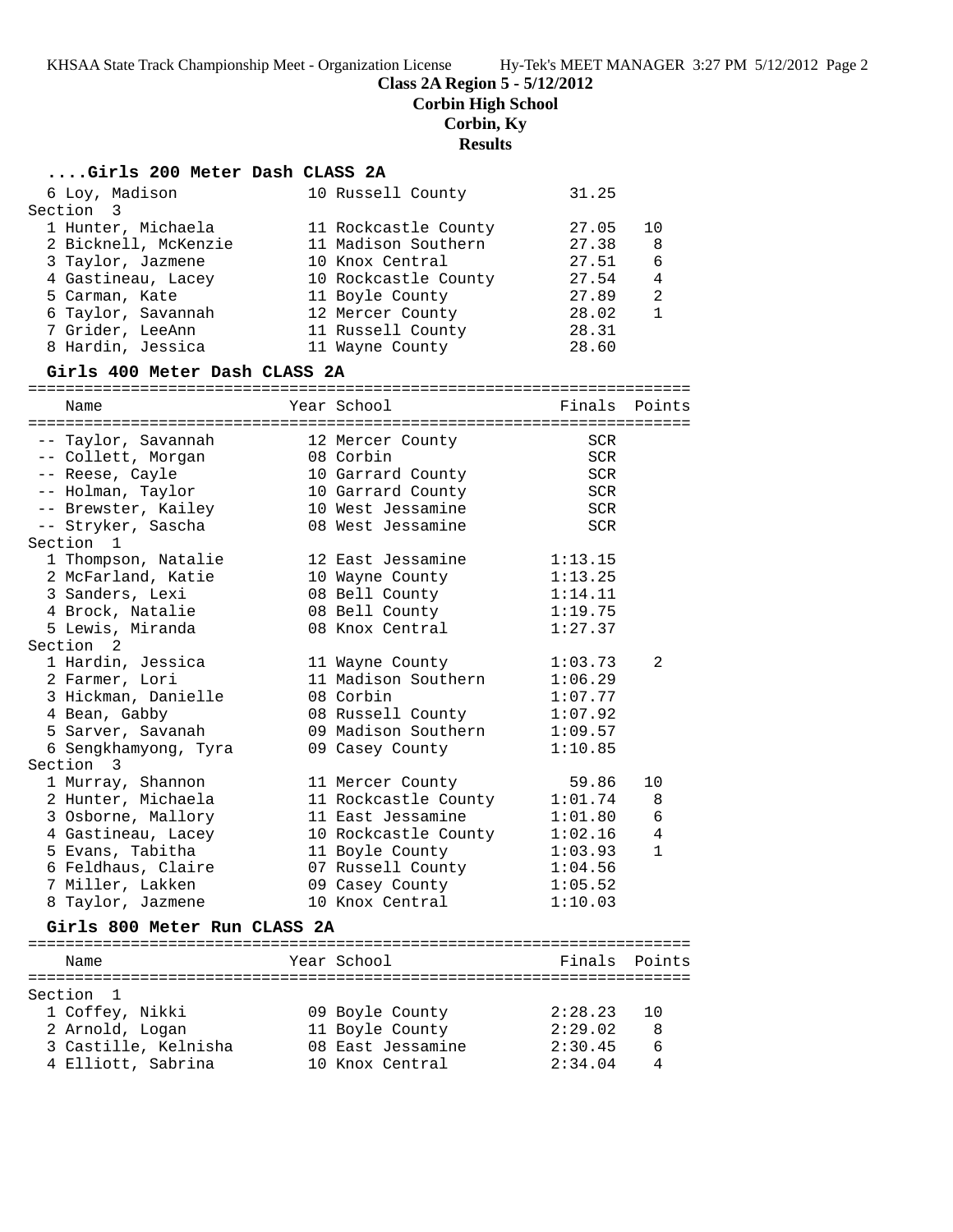**Class 2A Region 5 - 5/12/2012**
**Corbin High School**
**Corbin, Ky**
**Results**

### ....Girls 200 Meter Dash CLASS 2A

| Name | Year School | Finals | Points |
|---|---|---|---|
| 6 Loy, Madison | 10 Russell County | 31.25 | |
| **Section 3** | | | |
| 1 Hunter, Michaela | 11 Rockcastle County | 27.05 | 10 |
| 2 Bicknell, McKenzie | 11 Madison Southern | 27.38 | 8 |
| 3 Taylor, Jazmene | 10 Knox Central | 27.51 | 6 |
| 4 Gastineau, Lacey | 10 Rockcastle County | 27.54 | 4 |
| 5 Carman, Kate | 11 Boyle County | 27.89 | 2 |
| 6 Taylor, Savannah | 12 Mercer County | 28.02 | 1 |
| 7 Grider, LeeAnn | 11 Russell County | 28.31 | |
| 8 Hardin, Jessica | 11 Wayne County | 28.60 | |

### Girls 400 Meter Dash CLASS 2A

| Name | Year School | Finals | Points |
|---|---|---|---|
| -- Taylor, Savannah | 12 Mercer County | SCR | |
| -- Collett, Morgan | 08 Corbin | SCR | |
| -- Reese, Cayle | 10 Garrard County | SCR | |
| -- Holman, Taylor | 10 Garrard County | SCR | |
| -- Brewster, Kailey | 10 West Jessamine | SCR | |
| -- Stryker, Sascha | 08 West Jessamine | SCR | |
| **Section 1** | | | |
| 1 Thompson, Natalie | 12 East Jessamine | 1:13.15 | |
| 2 McFarland, Katie | 10 Wayne County | 1:13.25 | |
| 3 Sanders, Lexi | 08 Bell County | 1:14.11 | |
| 4 Brock, Natalie | 08 Bell County | 1:19.75 | |
| 5 Lewis, Miranda | 08 Knox Central | 1:27.37 | |
| **Section 2** | | | |
| 1 Hardin, Jessica | 11 Wayne County | 1:03.73 | 2 |
| 2 Farmer, Lori | 11 Madison Southern | 1:06.29 | |
| 3 Hickman, Danielle | 08 Corbin | 1:07.77 | |
| 4 Bean, Gabby | 08 Russell County | 1:07.92 | |
| 5 Sarver, Savanah | 09 Madison Southern | 1:09.57 | |
| 6 Sengkhamyong, Tyra | 09 Casey County | 1:10.85 | |
| **Section 3** | | | |
| 1 Murray, Shannon | 11 Mercer County | 59.86 | 10 |
| 2 Hunter, Michaela | 11 Rockcastle County | 1:01.74 | 8 |
| 3 Osborne, Mallory | 11 East Jessamine | 1:01.80 | 6 |
| 4 Gastineau, Lacey | 10 Rockcastle County | 1:02.16 | 4 |
| 5 Evans, Tabitha | 11 Boyle County | 1:03.93 | 1 |
| 6 Feldhaus, Claire | 07 Russell County | 1:04.56 | |
| 7 Miller, Lakken | 09 Casey County | 1:05.52 | |
| 8 Taylor, Jazmene | 10 Knox Central | 1:10.03 | |

### Girls 800 Meter Run CLASS 2A

| Name | Year School | Finals | Points |
|---|---|---|---|
| **Section 1** | | | |
| 1 Coffey, Nikki | 09 Boyle County | 2:28.23 | 10 |
| 2 Arnold, Logan | 11 Boyle County | 2:29.02 | 8 |
| 3 Castille, Kelnisha | 08 East Jessamine | 2:30.45 | 6 |
| 4 Elliott, Sabrina | 10 Knox Central | 2:34.04 | 4 |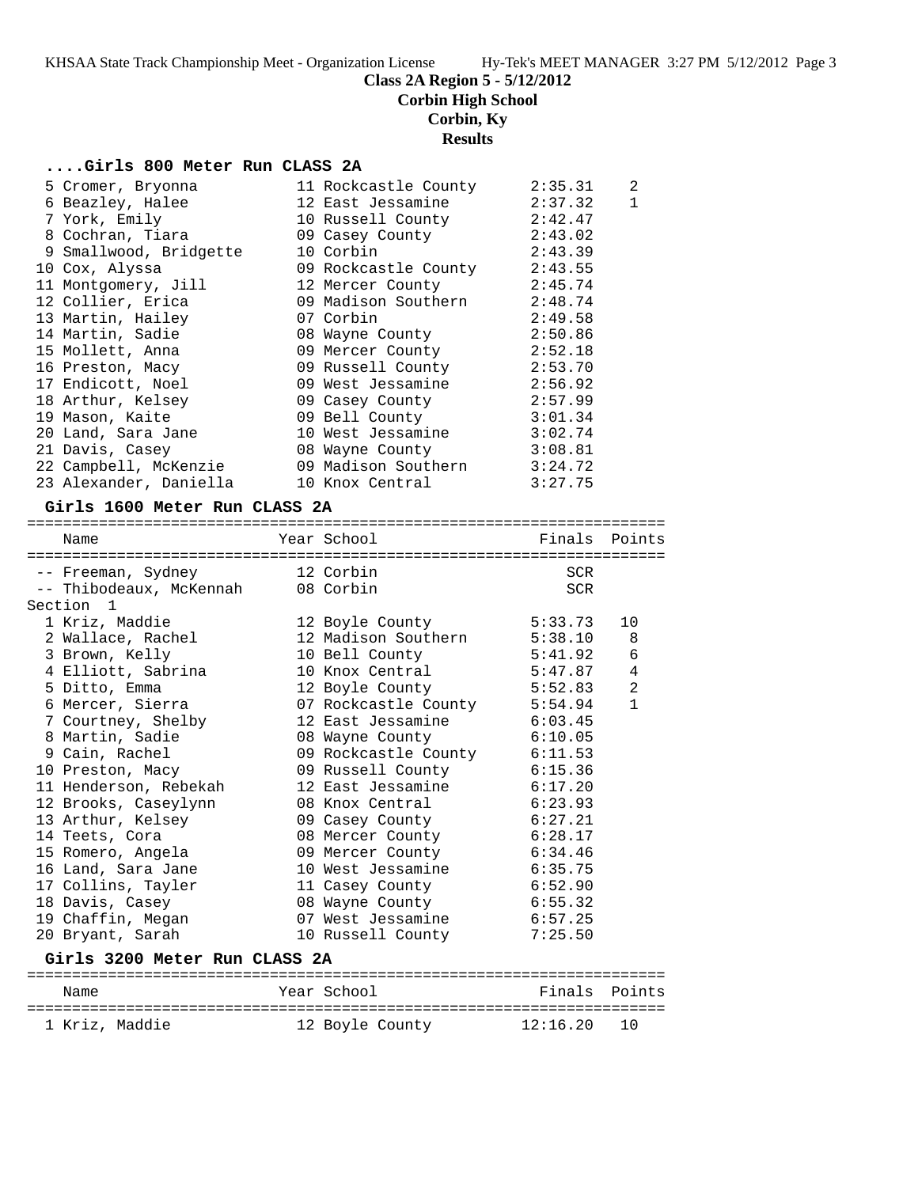# Class 2A Region 5 - 5/12/2012

## Corbin High School

## Corbin, Ky

## Results

### ....Girls 800 Meter Run CLASS 2A

| Place | Name | Year | School | Finals | Points |
|---|---|---|---|---|---|
| 5 | Cromer, Bryonna | 11 | Rockcastle County | 2:35.31 | 2 |
| 6 | Beazley, Halee | 12 | East Jessamine | 2:37.32 | 1 |
| 7 | York, Emily | 10 | Russell County | 2:42.47 | |
| 8 | Cochran, Tiara | 09 | Casey County | 2:43.02 | |
| 9 | Smallwood, Bridgette | 10 | Corbin | 2:43.39 | |
| 10 | Cox, Alyssa | 09 | Rockcastle County | 2:43.55 | |
| 11 | Montgomery, Jill | 12 | Mercer County | 2:45.74 | |
| 12 | Collier, Erica | 09 | Madison Southern | 2:48.74 | |
| 13 | Martin, Hailey | 07 | Corbin | 2:49.58 | |
| 14 | Martin, Sadie | 08 | Wayne County | 2:50.86 | |
| 15 | Mollett, Anna | 09 | Mercer County | 2:52.18 | |
| 16 | Preston, Macy | 09 | Russell County | 2:53.70 | |
| 17 | Endicott, Noel | 09 | West Jessamine | 2:56.92 | |
| 18 | Arthur, Kelsey | 09 | Casey County | 2:57.99 | |
| 19 | Mason, Kaite | 09 | Bell County | 3:01.34 | |
| 20 | Land, Sara Jane | 10 | West Jessamine | 3:02.74 | |
| 21 | Davis, Casey | 08 | Wayne County | 3:08.81 | |
| 22 | Campbell, McKenzie | 09 | Madison Southern | 3:24.72 | |
| 23 | Alexander, Daniella | 10 | Knox Central | 3:27.75 | |

### Girls 1600 Meter Run CLASS 2A

| Place | Name | Year | School | Finals | Points |
|---|---|---|---|---|---|
| -- | Freeman, Sydney | 12 | Corbin | SCR | |
| -- | Thibodeaux, McKennah | 08 | Corbin | SCR | |
| Section 1 | | | | | |
| 1 | Kriz, Maddie | 12 | Boyle County | 5:33.73 | 10 |
| 2 | Wallace, Rachel | 12 | Madison Southern | 5:38.10 | 8 |
| 3 | Brown, Kelly | 10 | Bell County | 5:41.92 | 6 |
| 4 | Elliott, Sabrina | 10 | Knox Central | 5:47.87 | 4 |
| 5 | Ditto, Emma | 12 | Boyle County | 5:52.83 | 2 |
| 6 | Mercer, Sierra | 07 | Rockcastle County | 5:54.94 | 1 |
| 7 | Courtney, Shelby | 12 | East Jessamine | 6:03.45 | |
| 8 | Martin, Sadie | 08 | Wayne County | 6:10.05 | |
| 9 | Cain, Rachel | 09 | Rockcastle County | 6:11.53 | |
| 10 | Preston, Macy | 09 | Russell County | 6:15.36 | |
| 11 | Henderson, Rebekah | 12 | East Jessamine | 6:17.20 | |
| 12 | Brooks, Caseylynn | 08 | Knox Central | 6:23.93 | |
| 13 | Arthur, Kelsey | 09 | Casey County | 6:27.21 | |
| 14 | Teets, Cora | 08 | Mercer County | 6:28.17 | |
| 15 | Romero, Angela | 09 | Mercer County | 6:34.46 | |
| 16 | Land, Sara Jane | 10 | West Jessamine | 6:35.75 | |
| 17 | Collins, Tayler | 11 | Casey County | 6:52.90 | |
| 18 | Davis, Casey | 08 | Wayne County | 6:55.32 | |
| 19 | Chaffin, Megan | 07 | West Jessamine | 6:57.25 | |
| 20 | Bryant, Sarah | 10 | Russell County | 7:25.50 | |

### Girls 3200 Meter Run CLASS 2A

| Place | Name | Year | School | Finals | Points |
|---|---|---|---|---|---|
| 1 | Kriz, Maddie | 12 | Boyle County | 12:16.20 | 10 |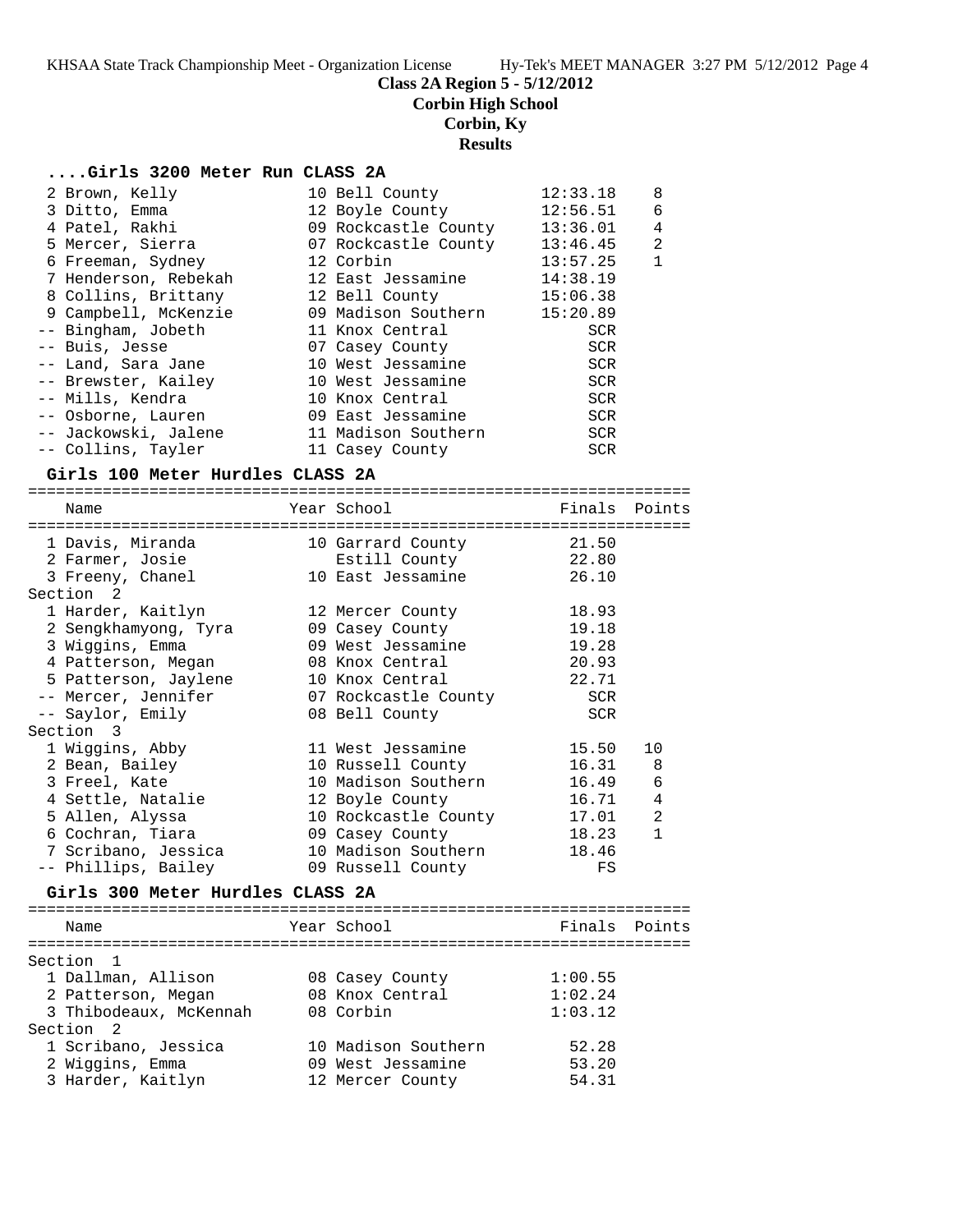**Class 2A Region 5 - 5/12/2012**
**Corbin High School**
**Corbin, Ky**
**Results**

### ....Girls 3200 Meter Run CLASS 2A

| Place | Name | Year | School | Finals | Points |
|---|---|---|---|---|---|
| 2 | Brown, Kelly | 10 | Bell County | 12:33.18 | 8 |
| 3 | Ditto, Emma | 12 | Boyle County | 12:56.51 | 6 |
| 4 | Patel, Rakhi | 09 | Rockcastle County | 13:36.01 | 4 |
| 5 | Mercer, Sierra | 07 | Rockcastle County | 13:46.45 | 2 |
| 6 | Freeman, Sydney | 12 | Corbin | 13:57.25 | 1 |
| 7 | Henderson, Rebekah | 12 | East Jessamine | 14:38.19 | |
| 8 | Collins, Brittany | 12 | Bell County | 15:06.38 | |
| 9 | Campbell, McKenzie | 09 | Madison Southern | 15:20.89 | |
| -- | Bingham, Jobeth | 11 | Knox Central | SCR | |
| -- | Buis, Jesse | 07 | Casey County | SCR | |
| -- | Land, Sara Jane | 10 | West Jessamine | SCR | |
| -- | Brewster, Kailey | 10 | West Jessamine | SCR | |
| -- | Mills, Kendra | 10 | Knox Central | SCR | |
| -- | Osborne, Lauren | 09 | East Jessamine | SCR | |
| -- | Jackowski, Jalene | 11 | Madison Southern | SCR | |
| -- | Collins, Tayler | 11 | Casey County | SCR | |

### Girls 100 Meter Hurdles CLASS 2A

| Place | Name | Year | School | Finals | Points |
|---|---|---|---|---|---|
| 1 | Davis, Miranda | 10 | Garrard County | 21.50 | |
| 2 | Farmer, Josie | | Estill County | 22.80 | |
| 3 | Freeny, Chanel | 10 | East Jessamine | 26.10 | |
| **Section 2** | | | | | |
| 1 | Harder, Kaitlyn | 12 | Mercer County | 18.93 | |
| 2 | Sengkhamyong, Tyra | 09 | Casey County | 19.18 | |
| 3 | Wiggins, Emma | 09 | West Jessamine | 19.28 | |
| 4 | Patterson, Megan | 08 | Knox Central | 20.93 | |
| 5 | Patterson, Jaylene | 10 | Knox Central | 22.71 | |
| -- | Mercer, Jennifer | 07 | Rockcastle County | SCR | |
| -- | Saylor, Emily | 08 | Bell County | SCR | |
| **Section 3** | | | | | |
| 1 | Wiggins, Abby | 11 | West Jessamine | 15.50 | 10 |
| 2 | Bean, Bailey | 10 | Russell County | 16.31 | 8 |
| 3 | Freel, Kate | 10 | Madison Southern | 16.49 | 6 |
| 4 | Settle, Natalie | 12 | Boyle County | 16.71 | 4 |
| 5 | Allen, Alyssa | 10 | Rockcastle County | 17.01 | 2 |
| 6 | Cochran, Tiara | 09 | Casey County | 18.23 | 1 |
| 7 | Scribano, Jessica | 10 | Madison Southern | 18.46 | |
| -- | Phillips, Bailey | 09 | Russell County | FS | |

### Girls 300 Meter Hurdles CLASS 2A

| Place | Name | Year | School | Finals | Points |
|---|---|---|---|---|---|
| **Section 1** | | | | | |
| 1 | Dallman, Allison | 08 | Casey County | 1:00.55 | |
| 2 | Patterson, Megan | 08 | Knox Central | 1:02.24 | |
| 3 | Thibodeaux, McKennah | 08 | Corbin | 1:03.12 | |
| **Section 2** | | | | | |
| 1 | Scribano, Jessica | 10 | Madison Southern | 52.28 | |
| 2 | Wiggins, Emma | 09 | West Jessamine | 53.20 | |
| 3 | Harder, Kaitlyn | 12 | Mercer County | 54.31 | |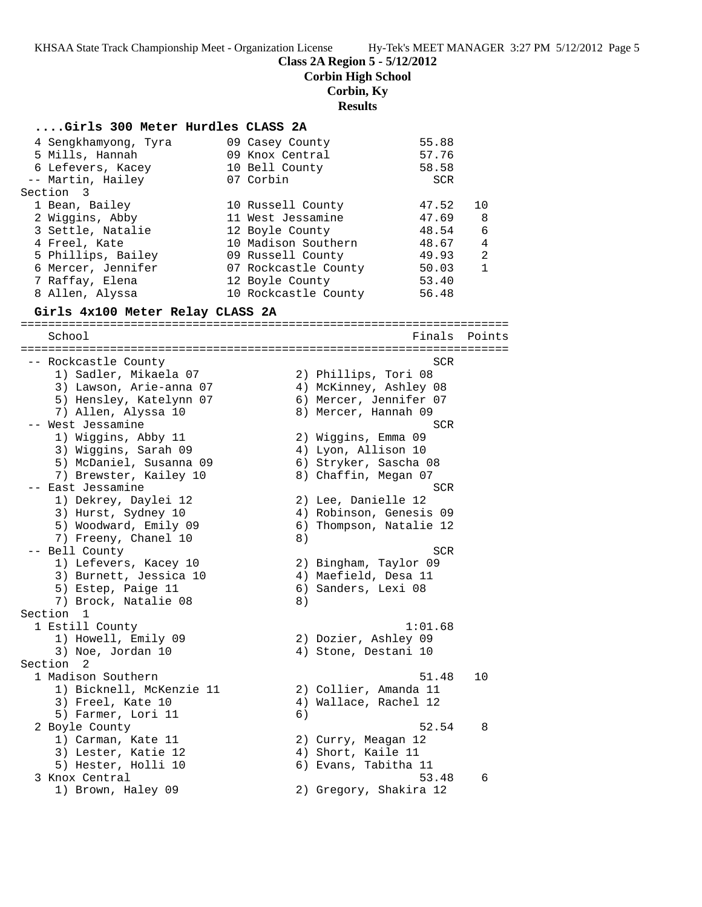**Class 2A Region 5 - 5/12/2012**
**Corbin High School**
**Corbin, Ky**
**Results**

### ....Girls 300 Meter Hurdles CLASS 2A

```
  4 Sengkhamyong, Tyra        09 Casey County            55.88
  5 Mills, Hannah             09 Knox Central            57.76
  6 Lefevers, Kacey           10 Bell County             58.58
 -- Martin, Hailey            07 Corbin                    SCR
Section  3
  1 Bean, Bailey              10 Russell County          47.52   10
  2 Wiggins, Abby             11 West Jessamine          47.69    8
  3 Settle, Natalie           12 Boyle County            48.54    6
  4 Freel, Kate               10 Madison Southern        48.67    4
  5 Phillips, Bailey          09 Russell County          49.93    2
  6 Mercer, Jennifer          07 Rockcastle County       50.03    1
  7 Raffay, Elena             12 Boyle County            53.40
  8 Allen, Alyssa             10 Rockcastle County       56.48
```

### Girls 4x100 Meter Relay CLASS 2A

```
=======================================================================
    School                                               Finals  Points
=======================================================================
 -- Rockcastle County                                       SCR
    1) Sadler, Mikaela 07              2) Phillips, Tori 08
    3) Lawson, Arie-anna 07            4) McKinney, Ashley 08
    5) Hensley, Katelynn 07            6) Mercer, Jennifer 07
    7) Allen, Alyssa 10                8) Mercer, Hannah 09
 -- West Jessamine                                          SCR
    1) Wiggins, Abby 11                2) Wiggins, Emma 09
    3) Wiggins, Sarah 09               4) Lyon, Allison 10
    5) McDaniel, Susanna 09            6) Stryker, Sascha 08
    7) Brewster, Kailey 10             8) Chaffin, Megan 07
 -- East Jessamine                                          SCR
    1) Dekrey, Daylei 12               2) Lee, Danielle 12
    3) Hurst, Sydney 10                4) Robinson, Genesis 09
    5) Woodward, Emily 09              6) Thompson, Natalie 12
    7) Freeny, Chanel 10               8)
 -- Bell County                                             SCR
    1) Lefevers, Kacey 10              2) Bingham, Taylor 09
    3) Burnett, Jessica 10             4) Maefield, Desa 11
    5) Estep, Paige 11                 6) Sanders, Lexi 08
    7) Brock, Natalie 08               8)
Section  1
  1 Estill County                                       1:01.68
    1) Howell, Emily 09                2) Dozier, Ashley 09
    3) Noe, Jordan 10                  4) Stone, Destani 10
Section  2
  1 Madison Southern                                      51.48   10
    1) Bicknell, McKenzie 11           2) Collier, Amanda 11
    3) Freel, Kate 10                  4) Wallace, Rachel 12
    5) Farmer, Lori 11                 6)
  2 Boyle County                                          52.54    8
    1) Carman, Kate 11                 2) Curry, Meagan 12
    3) Lester, Katie 12                4) Short, Kaile 11
    5) Hester, Holli 10                6) Evans, Tabitha 11
  3 Knox Central                                          53.48    6
    1) Brown, Haley 09                 2) Gregory, Shakira 12
```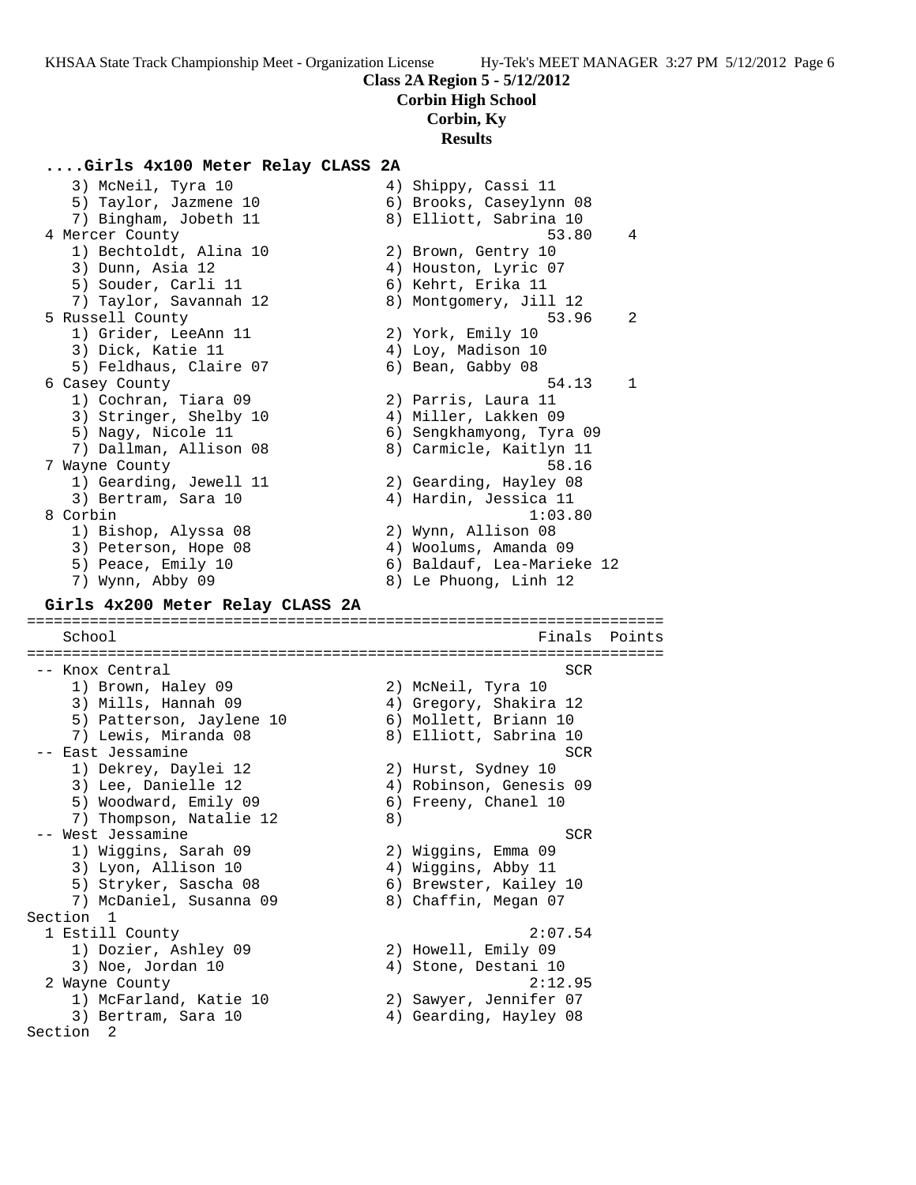**Class 2A Region 5 - 5/12/2012**
**Corbin High School**
**Corbin, Ky**
**Results**

### ....Girls 4x100 Meter Relay CLASS 2A

```
    3) McNeil, Tyra 10                4) Shippy, Cassi 11
    5) Taylor, Jazmene 10             6) Brooks, Caseylynn 08
    7) Bingham, Jobeth 11             8) Elliott, Sabrina 10
  4 Mercer County                                   53.80    4
    1) Bechtoldt, Alina 10            2) Brown, Gentry 10
    3) Dunn, Asia 12                  4) Houston, Lyric 07
    5) Souder, Carli 11               6) Kehrt, Erika 11
    7) Taylor, Savannah 12            8) Montgomery, Jill 12
  5 Russell County                                  53.96    2
    1) Grider, LeeAnn 11              2) York, Emily 10
    3) Dick, Katie 11                 4) Loy, Madison 10
    5) Feldhaus, Claire 07            6) Bean, Gabby 08
  6 Casey County                                    54.13    1
    1) Cochran, Tiara 09              2) Parris, Laura 11
    3) Stringer, Shelby 10            4) Miller, Lakken 09
    5) Nagy, Nicole 11                6) Sengkhamyong, Tyra 09
    7) Dallman, Allison 08            8) Carmicle, Kaitlyn 11
  7 Wayne County                                    58.16
    1) Gearding, Jewell 11            2) Gearding, Hayley 08
    3) Bertram, Sara 10               4) Hardin, Jessica 11
  8 Corbin                                        1:03.80
    1) Bishop, Alyssa 08              2) Wynn, Allison 08
    3) Peterson, Hope 08              4) Woolums, Amanda 09
    5) Peace, Emily 10                6) Baldauf, Lea-Marieke 12
    7) Wynn, Abby 09                  8) Le Phuong, Linh 12
```

### Girls 4x200 Meter Relay CLASS 2A

```
=====================================================================
    School                                            Finals  Points
=====================================================================
 -- Knox Central                                        SCR
    1) Brown, Haley 09                2) McNeil, Tyra 10
    3) Mills, Hannah 09               4) Gregory, Shakira 12
    5) Patterson, Jaylene 10          6) Mollett, Briann 10
    7) Lewis, Miranda 08              8) Elliott, Sabrina 10
 -- East Jessamine                                      SCR
    1) Dekrey, Daylei 12              2) Hurst, Sydney 10
    3) Lee, Danielle 12               4) Robinson, Genesis 09
    5) Woodward, Emily 09             6) Freeny, Chanel 10
    7) Thompson, Natalie 12           8)
 -- West Jessamine                                      SCR
    1) Wiggins, Sarah 09              2) Wiggins, Emma 09
    3) Lyon, Allison 10               4) Wiggins, Abby 11
    5) Stryker, Sascha 08             6) Brewster, Kailey 10
    7) McDaniel, Susanna 09           8) Chaffin, Megan 07
Section  1
  1 Estill County                                   2:07.54
    1) Dozier, Ashley 09              2) Howell, Emily 09
    3) Noe, Jordan 10                 4) Stone, Destani 10
  2 Wayne County                                    2:12.95
    1) McFarland, Katie 10            2) Sawyer, Jennifer 07
    3) Bertram, Sara 10               4) Gearding, Hayley 08
Section  2
```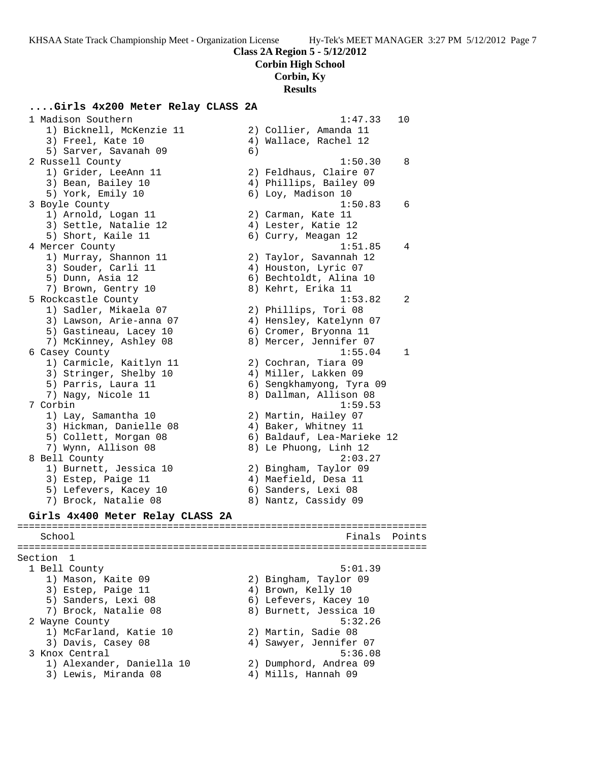**Class 2A Region 5 - 5/12/2012**
**Corbin High School**
**Corbin, Ky**
**Results**

### ....Girls 4x200 Meter Relay CLASS 2A

```
  1 Madison Southern                                    1:47.33   10
     1) Bicknell, McKenzie 11           2) Collier, Amanda 11
     3) Freel, Kate 10                  4) Wallace, Rachel 12
     5) Sarver, Savanah 09              6)
  2 Russell County                                      1:50.30    8
     1) Grider, LeeAnn 11               2) Feldhaus, Claire 07
     3) Bean, Bailey 10                 4) Phillips, Bailey 09
     5) York, Emily 10                  6) Loy, Madison 10
  3 Boyle County                                        1:50.83    6
     1) Arnold, Logan 11                2) Carman, Kate 11
     3) Settle, Natalie 12              4) Lester, Katie 12
     5) Short, Kaile 11                 6) Curry, Meagan 12
  4 Mercer County                                       1:51.85    4
     1) Murray, Shannon 11              2) Taylor, Savannah 12
     3) Souder, Carli 11                4) Houston, Lyric 07
     5) Dunn, Asia 12                   6) Bechtoldt, Alina 10
     7) Brown, Gentry 10                8) Kehrt, Erika 11
  5 Rockcastle County                                   1:53.82    2
     1) Sadler, Mikaela 07              2) Phillips, Tori 08
     3) Lawson, Arie-anna 07            4) Hensley, Katelynn 07
     5) Gastineau, Lacey 10             6) Cromer, Bryonna 11
     7) McKinney, Ashley 08             8) Mercer, Jennifer 07
  6 Casey County                                        1:55.04    1
     1) Carmicle, Kaitlyn 11            2) Cochran, Tiara 09
     3) Stringer, Shelby 10             4) Miller, Lakken 09
     5) Parris, Laura 11                6) Sengkhamyong, Tyra 09
     7) Nagy, Nicole 11                 8) Dallman, Allison 08
  7 Corbin                                              1:59.53
     1) Lay, Samantha 10                2) Martin, Hailey 07
     3) Hickman, Danielle 08            4) Baker, Whitney 11
     5) Collett, Morgan 08              6) Baldauf, Lea-Marieke 12
     7) Wynn, Allison 08                8) Le Phuong, Linh 12
  8 Bell County                                         2:03.27
     1) Burnett, Jessica 10             2) Bingham, Taylor 09
     3) Estep, Paige 11                 4) Maefield, Desa 11
     5) Lefevers, Kacey 10              6) Sanders, Lexi 08
     7) Brock, Natalie 08               8) Nantz, Cassidy 09
```

### Girls 4x400 Meter Relay CLASS 2A

```
=====================================================================
    School                                             Finals  Points
=====================================================================
Section  1
  1 Bell County                                         5:01.39
     1) Mason, Kaite 09                 2) Bingham, Taylor 09
     3) Estep, Paige 11                 4) Brown, Kelly 10
     5) Sanders, Lexi 08                6) Lefevers, Kacey 10
     7) Brock, Natalie 08               8) Burnett, Jessica 10
  2 Wayne County                                        5:32.26
     1) McFarland, Katie 10             2) Martin, Sadie 08
     3) Davis, Casey 08                 4) Sawyer, Jennifer 07
  3 Knox Central                                        5:36.08
     1) Alexander, Daniella 10          2) Dumphord, Andrea 09
     3) Lewis, Miranda 08               4) Mills, Hannah 09
```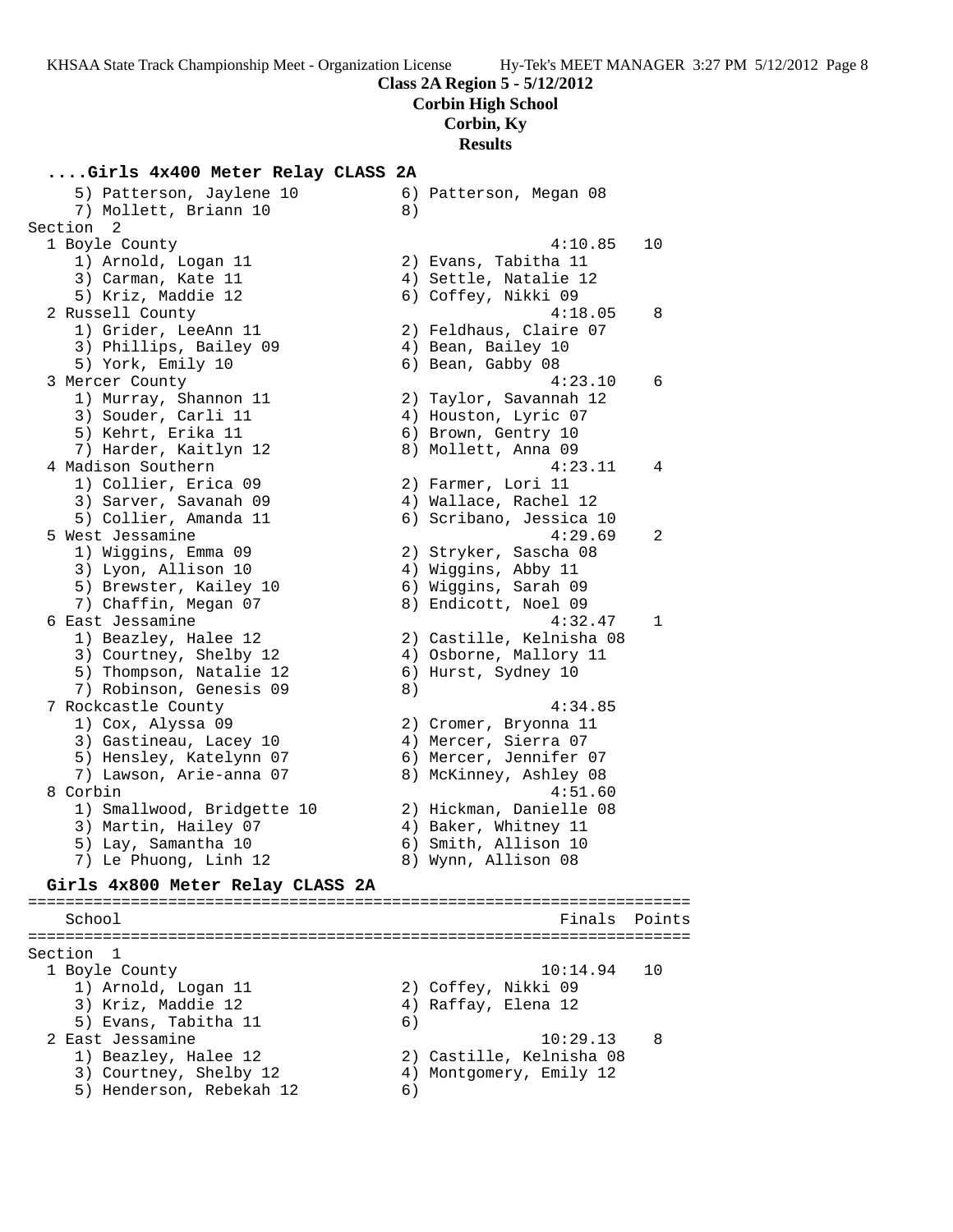**Class 2A Region 5 - 5/12/2012**
**Corbin High School**
**Corbin, Ky**
**Results**

### ....Girls 4x400 Meter Relay CLASS 2A

```
    5) Patterson, Jaylene 10          6) Patterson, Megan 08
    7) Mollett, Briann 10             8)
Section  2
  1 Boyle County                                   4:10.85   10
    1) Arnold, Logan 11               2) Evans, Tabitha 11
    3) Carman, Kate 11                4) Settle, Natalie 12
    5) Kriz, Maddie 12                6) Coffey, Nikki 09
  2 Russell County                                 4:18.05    8
    1) Grider, LeeAnn 11              2) Feldhaus, Claire 07
    3) Phillips, Bailey 09            4) Bean, Bailey 10
    5) York, Emily 10                 6) Bean, Gabby 08
  3 Mercer County                                  4:23.10    6
    1) Murray, Shannon 11             2) Taylor, Savannah 12
    3) Souder, Carli 11               4) Houston, Lyric 07
    5) Kehrt, Erika 11                6) Brown, Gentry 10
    7) Harder, Kaitlyn 12             8) Mollett, Anna 09
  4 Madison Southern                               4:23.11    4
    1) Collier, Erica 09              2) Farmer, Lori 11
    3) Sarver, Savanah 09             4) Wallace, Rachel 12
    5) Collier, Amanda 11             6) Scribano, Jessica 10
  5 West Jessamine                                 4:29.69    2
    1) Wiggins, Emma 09               2) Stryker, Sascha 08
    3) Lyon, Allison 10               4) Wiggins, Abby 11
    5) Brewster, Kailey 10            6) Wiggins, Sarah 09
    7) Chaffin, Megan 07              8) Endicott, Noel 09
  6 East Jessamine                                 4:32.47    1
    1) Beazley, Halee 12              2) Castille, Kelnisha 08
    3) Courtney, Shelby 12            4) Osborne, Mallory 11
    5) Thompson, Natalie 12           6) Hurst, Sydney 10
    7) Robinson, Genesis 09           8)
  7 Rockcastle County                              4:34.85
    1) Cox, Alyssa 09                 2) Cromer, Bryonna 11
    3) Gastineau, Lacey 10            4) Mercer, Sierra 07
    5) Hensley, Katelynn 07           6) Mercer, Jennifer 07
    7) Lawson, Arie-anna 07           8) McKinney, Ashley 08
  8 Corbin                                         4:51.60
    1) Smallwood, Bridgette 10        2) Hickman, Danielle 08
    3) Martin, Hailey 07              4) Baker, Whitney 11
    5) Lay, Samantha 10               6) Smith, Allison 10
    7) Le Phuong, Linh 12             8) Wynn, Allison 08
```

### Girls 4x800 Meter Relay CLASS 2A

```
===================================================================
    School                                         Finals  Points
===================================================================
Section  1
  1 Boyle County                                  10:14.94   10
    1) Arnold, Logan 11               2) Coffey, Nikki 09
    3) Kriz, Maddie 12                4) Raffay, Elena 12
    5) Evans, Tabitha 11              6)
  2 East Jessamine                                10:29.13    8
    1) Beazley, Halee 12              2) Castille, Kelnisha 08
    3) Courtney, Shelby 12            4) Montgomery, Emily 12
    5) Henderson, Rebekah 12          6)
```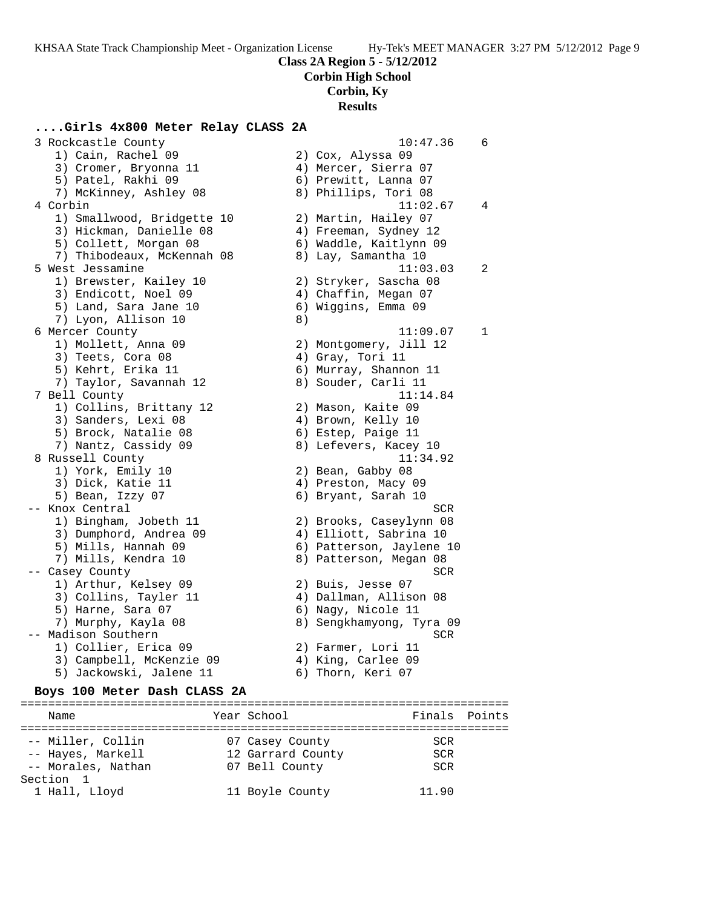**Class 2A Region 5 - 5/12/2012**
**Corbin High School**
**Corbin, Ky**
**Results**

### ....Girls 4x800 Meter Relay CLASS 2A

```
  3 Rockcastle County                                 10:47.36    6
     1) Cain, Rachel 09                 2) Cox, Alyssa 09
     3) Cromer, Bryonna 11              4) Mercer, Sierra 07
     5) Patel, Rakhi 09                 6) Prewitt, Lanna 07
     7) McKinney, Ashley 08             8) Phillips, Tori 08
  4 Corbin                                            11:02.67    4
     1) Smallwood, Bridgette 10         2) Martin, Hailey 07
     3) Hickman, Danielle 08            4) Freeman, Sydney 12
     5) Collett, Morgan 08              6) Waddle, Kaitlynn 09
     7) Thibodeaux, McKennah 08         8) Lay, Samantha 10
  5 West Jessamine                                    11:03.03    2
     1) Brewster, Kailey 10             2) Stryker, Sascha 08
     3) Endicott, Noel 09               4) Chaffin, Megan 07
     5) Land, Sara Jane 10              6) Wiggins, Emma 09
     7) Lyon, Allison 10                8)
  6 Mercer County                                     11:09.07    1
     1) Mollett, Anna 09                2) Montgomery, Jill 12
     3) Teets, Cora 08                  4) Gray, Tori 11
     5) Kehrt, Erika 11                 6) Murray, Shannon 11
     7) Taylor, Savannah 12             8) Souder, Carli 11
  7 Bell County                                       11:14.84
     1) Collins, Brittany 12            2) Mason, Kaite 09
     3) Sanders, Lexi 08                4) Brown, Kelly 10
     5) Brock, Natalie 08               6) Estep, Paige 11
     7) Nantz, Cassidy 09               8) Lefevers, Kacey 10
  8 Russell County                                    11:34.92
     1) York, Emily 10                  2) Bean, Gabby 08
     3) Dick, Katie 11                  4) Preston, Macy 09
     5) Bean, Izzy 07                   6) Bryant, Sarah 10
 -- Knox Central                                           SCR
     1) Bingham, Jobeth 11              2) Brooks, Caseylynn 08
     3) Dumphord, Andrea 09             4) Elliott, Sabrina 10
     5) Mills, Hannah 09                6) Patterson, Jaylene 10
     7) Mills, Kendra 10                8) Patterson, Megan 08
 -- Casey County                                           SCR
     1) Arthur, Kelsey 09               2) Buis, Jesse 07
     3) Collins, Tayler 11              4) Dallman, Allison 08
     5) Harne, Sara 07                  6) Nagy, Nicole 11
     7) Murphy, Kayla 08                8) Sengkhamyong, Tyra 09
 -- Madison Southern                                       SCR
     1) Collier, Erica 09               2) Farmer, Lori 11
     3) Campbell, McKenzie 09           4) King, Carlee 09
     5) Jackowski, Jalene 11            6) Thorn, Keri 07
```

### Boys 100 Meter Dash CLASS 2A

```
=======================================================================
    Name                    Year School                 Finals  Points
=======================================================================
 -- Miller, Collin          07 Casey County               SCR
 -- Hayes, Markell          12 Garrard County             SCR
 -- Morales, Nathan         07 Bell County                SCR
Section  1
  1 Hall, Lloyd             11 Boyle County             11.90
```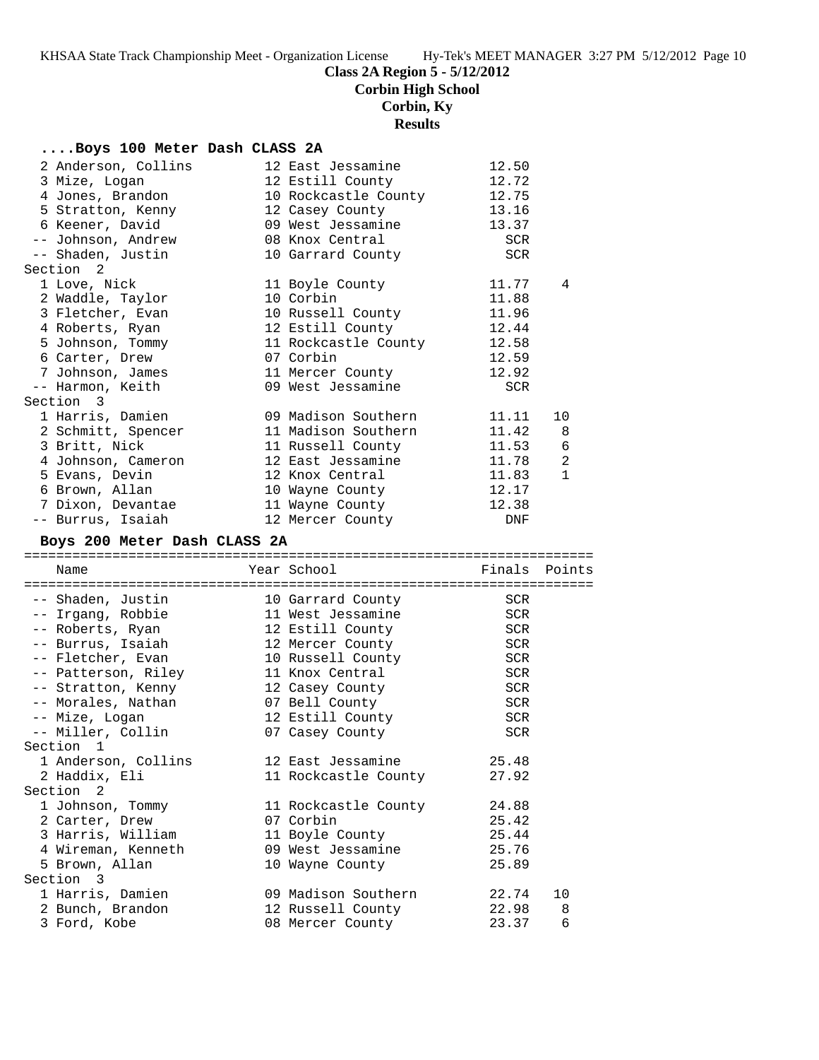**Class 2A Region 5 - 5/12/2012**
**Corbin High School**
**Corbin, Ky**
**Results**

### ....Boys 100 Meter Dash CLASS 2A

| Place | Name | Year | School | Finals | Points |
|---|---|---|---|---|---|
| 2 | Anderson, Collins | 12 | East Jessamine | 12.50 | |
| 3 | Mize, Logan | 12 | Estill County | 12.72 | |
| 4 | Jones, Brandon | 10 | Rockcastle County | 12.75 | |
| 5 | Stratton, Kenny | 12 | Casey County | 13.16 | |
| 6 | Keener, David | 09 | West Jessamine | 13.37 | |
| -- | Johnson, Andrew | 08 | Knox Central | SCR | |
| -- | Shaden, Justin | 10 | Garrard County | SCR | |
| **Section 2** | | | | | |
| 1 | Love, Nick | 11 | Boyle County | 11.77 | 4 |
| 2 | Waddle, Taylor | 10 | Corbin | 11.88 | |
| 3 | Fletcher, Evan | 10 | Russell County | 11.96 | |
| 4 | Roberts, Ryan | 12 | Estill County | 12.44 | |
| 5 | Johnson, Tommy | 11 | Rockcastle County | 12.58 | |
| 6 | Carter, Drew | 07 | Corbin | 12.59 | |
| 7 | Johnson, James | 11 | Mercer County | 12.92 | |
| -- | Harmon, Keith | 09 | West Jessamine | SCR | |
| **Section 3** | | | | | |
| 1 | Harris, Damien | 09 | Madison Southern | 11.11 | 10 |
| 2 | Schmitt, Spencer | 11 | Madison Southern | 11.42 | 8 |
| 3 | Britt, Nick | 11 | Russell County | 11.53 | 6 |
| 4 | Johnson, Cameron | 12 | East Jessamine | 11.78 | 2 |
| 5 | Evans, Devin | 12 | Knox Central | 11.83 | 1 |
| 6 | Brown, Allan | 10 | Wayne County | 12.17 | |
| 7 | Dixon, Devantae | 11 | Wayne County | 12.38 | |
| -- | Burrus, Isaiah | 12 | Mercer County | DNF | |

### Boys 200 Meter Dash CLASS 2A

| Place | Name | Year | School | Finals | Points |
|---|---|---|---|---|---|
| -- | Shaden, Justin | 10 | Garrard County | SCR | |
| -- | Irgang, Robbie | 11 | West Jessamine | SCR | |
| -- | Roberts, Ryan | 12 | Estill County | SCR | |
| -- | Burrus, Isaiah | 12 | Mercer County | SCR | |
| -- | Fletcher, Evan | 10 | Russell County | SCR | |
| -- | Patterson, Riley | 11 | Knox Central | SCR | |
| -- | Stratton, Kenny | 12 | Casey County | SCR | |
| -- | Morales, Nathan | 07 | Bell County | SCR | |
| -- | Mize, Logan | 12 | Estill County | SCR | |
| -- | Miller, Collin | 07 | Casey County | SCR | |
| **Section 1** | | | | | |
| 1 | Anderson, Collins | 12 | East Jessamine | 25.48 | |
| 2 | Haddix, Eli | 11 | Rockcastle County | 27.92 | |
| **Section 2** | | | | | |
| 1 | Johnson, Tommy | 11 | Rockcastle County | 24.88 | |
| 2 | Carter, Drew | 07 | Corbin | 25.42 | |
| 3 | Harris, William | 11 | Boyle County | 25.44 | |
| 4 | Wireman, Kenneth | 09 | West Jessamine | 25.76 | |
| 5 | Brown, Allan | 10 | Wayne County | 25.89 | |
| **Section 3** | | | | | |
| 1 | Harris, Damien | 09 | Madison Southern | 22.74 | 10 |
| 2 | Bunch, Brandon | 12 | Russell County | 22.98 | 8 |
| 3 | Ford, Kobe | 08 | Mercer County | 23.37 | 6 |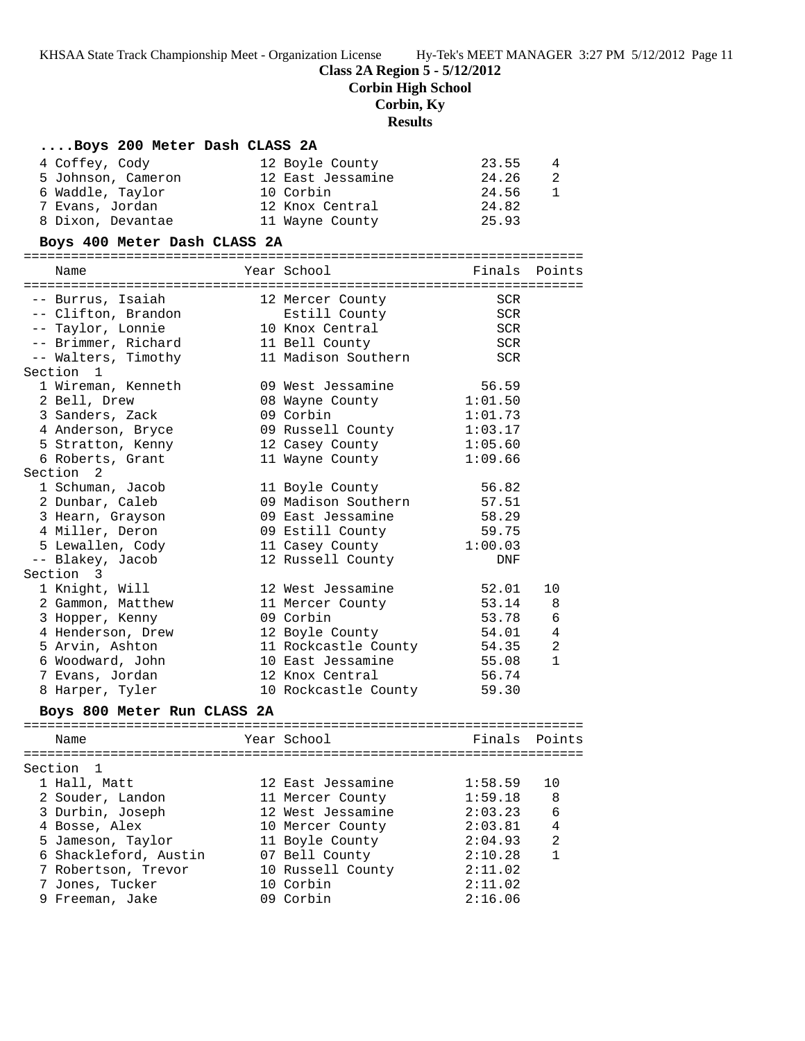**Class 2A Region 5 - 5/12/2012**
**Corbin High School**
**Corbin, Ky**
**Results**

### ....Boys 200 Meter Dash CLASS 2A

| Place | Name | Year | School | Finals | Points |
|---|---|---|---|---|---|
| 4 | Coffey, Cody | 12 | Boyle County | 23.55 | 4 |
| 5 | Johnson, Cameron | 12 | East Jessamine | 24.26 | 2 |
| 6 | Waddle, Taylor | 10 | Corbin | 24.56 | 1 |
| 7 | Evans, Jordan | 12 | Knox Central | 24.82 | |
| 8 | Dixon, Devantae | 11 | Wayne County | 25.93 | |

### Boys 400 Meter Dash CLASS 2A

| Place | Name | Year | School | Finals | Points |
|---|---|---|---|---|---|
| -- | Burrus, Isaiah | 12 | Mercer County | SCR | |
| -- | Clifton, Brandon | | Estill County | SCR | |
| -- | Taylor, Lonnie | 10 | Knox Central | SCR | |
| -- | Brimmer, Richard | 11 | Bell County | SCR | |
| -- | Walters, Timothy | 11 | Madison Southern | SCR | |
| **Section 1** | | | | | |
| 1 | Wireman, Kenneth | 09 | West Jessamine | 56.59 | |
| 2 | Bell, Drew | 08 | Wayne County | 1:01.50 | |
| 3 | Sanders, Zack | 09 | Corbin | 1:01.73 | |
| 4 | Anderson, Bryce | 09 | Russell County | 1:03.17 | |
| 5 | Stratton, Kenny | 12 | Casey County | 1:05.60 | |
| 6 | Roberts, Grant | 11 | Wayne County | 1:09.66 | |
| **Section 2** | | | | | |
| 1 | Schuman, Jacob | 11 | Boyle County | 56.82 | |
| 2 | Dunbar, Caleb | 09 | Madison Southern | 57.51 | |
| 3 | Hearn, Grayson | 09 | East Jessamine | 58.29 | |
| 4 | Miller, Deron | 09 | Estill County | 59.75 | |
| 5 | Lewallen, Cody | 11 | Casey County | 1:00.03 | |
| -- | Blakey, Jacob | 12 | Russell County | DNF | |
| **Section 3** | | | | | |
| 1 | Knight, Will | 12 | West Jessamine | 52.01 | 10 |
| 2 | Gammon, Matthew | 11 | Mercer County | 53.14 | 8 |
| 3 | Hopper, Kenny | 09 | Corbin | 53.78 | 6 |
| 4 | Henderson, Drew | 12 | Boyle County | 54.01 | 4 |
| 5 | Arvin, Ashton | 11 | Rockcastle County | 54.35 | 2 |
| 6 | Woodward, John | 10 | East Jessamine | 55.08 | 1 |
| 7 | Evans, Jordan | 12 | Knox Central | 56.74 | |
| 8 | Harper, Tyler | 10 | Rockcastle County | 59.30 | |

### Boys 800 Meter Run CLASS 2A

| Place | Name | Year | School | Finals | Points |
|---|---|---|---|---|---|
| **Section 1** | | | | | |
| 1 | Hall, Matt | 12 | East Jessamine | 1:58.59 | 10 |
| 2 | Souder, Landon | 11 | Mercer County | 1:59.18 | 8 |
| 3 | Durbin, Joseph | 12 | West Jessamine | 2:03.23 | 6 |
| 4 | Bosse, Alex | 10 | Mercer County | 2:03.81 | 4 |
| 5 | Jameson, Taylor | 11 | Boyle County | 2:04.93 | 2 |
| 6 | Shackleford, Austin | 07 | Bell County | 2:10.28 | 1 |
| 7 | Robertson, Trevor | 10 | Russell County | 2:11.02 | |
| 7 | Jones, Tucker | 10 | Corbin | 2:11.02 | |
| 9 | Freeman, Jake | 09 | Corbin | 2:16.06 | |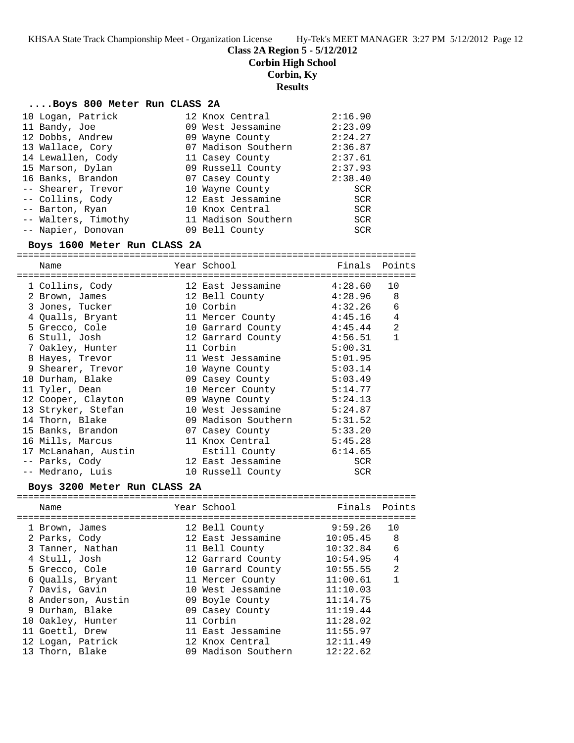**Class 2A Region 5 - 5/12/2012**
**Corbin High School**
**Corbin, Ky**
**Results**

### ....Boys 800 Meter Run CLASS 2A

| Place | Name | Year | School | Finals |
|---|---|---|---|---|
| 10 | Logan, Patrick | 12 | Knox Central | 2:16.90 |
| 11 | Bandy, Joe | 09 | West Jessamine | 2:23.09 |
| 12 | Dobbs, Andrew | 09 | Wayne County | 2:24.27 |
| 13 | Wallace, Cory | 07 | Madison Southern | 2:36.87 |
| 14 | Lewallen, Cody | 11 | Casey County | 2:37.61 |
| 15 | Marson, Dylan | 09 | Russell County | 2:37.93 |
| 16 | Banks, Brandon | 07 | Casey County | 2:38.40 |
| -- | Shearer, Trevor | 10 | Wayne County | SCR |
| -- | Collins, Cody | 12 | East Jessamine | SCR |
| -- | Barton, Ryan | 10 | Knox Central | SCR |
| -- | Walters, Timothy | 11 | Madison Southern | SCR |
| -- | Napier, Donovan | 09 | Bell County | SCR |

### Boys 1600 Meter Run CLASS 2A

| Place | Name | Year | School | Finals | Points |
|---|---|---|---|---|---|
| 1 | Collins, Cody | 12 | East Jessamine | 4:28.60 | 10 |
| 2 | Brown, James | 12 | Bell County | 4:28.96 | 8 |
| 3 | Jones, Tucker | 10 | Corbin | 4:32.26 | 6 |
| 4 | Qualls, Bryant | 11 | Mercer County | 4:45.16 | 4 |
| 5 | Grecco, Cole | 10 | Garrard County | 4:45.44 | 2 |
| 6 | Stull, Josh | 12 | Garrard County | 4:56.51 | 1 |
| 7 | Oakley, Hunter | 11 | Corbin | 5:00.31 | |
| 8 | Hayes, Trevor | 11 | West Jessamine | 5:01.95 | |
| 9 | Shearer, Trevor | 10 | Wayne County | 5:03.14 | |
| 10 | Durham, Blake | 09 | Casey County | 5:03.49 | |
| 11 | Tyler, Dean | 10 | Mercer County | 5:14.77 | |
| 12 | Cooper, Clayton | 09 | Wayne County | 5:24.13 | |
| 13 | Stryker, Stefan | 10 | West Jessamine | 5:24.87 | |
| 14 | Thorn, Blake | 09 | Madison Southern | 5:31.52 | |
| 15 | Banks, Brandon | 07 | Casey County | 5:33.20 | |
| 16 | Mills, Marcus | 11 | Knox Central | 5:45.28 | |
| 17 | McLanahan, Austin | | Estill County | 6:14.65 | |
| -- | Parks, Cody | 12 | East Jessamine | SCR | |
| -- | Medrano, Luis | 10 | Russell County | SCR | |

### Boys 3200 Meter Run CLASS 2A

| Place | Name | Year | School | Finals | Points |
|---|---|---|---|---|---|
| 1 | Brown, James | 12 | Bell County | 9:59.26 | 10 |
| 2 | Parks, Cody | 12 | East Jessamine | 10:05.45 | 8 |
| 3 | Tanner, Nathan | 11 | Bell County | 10:32.84 | 6 |
| 4 | Stull, Josh | 12 | Garrard County | 10:54.95 | 4 |
| 5 | Grecco, Cole | 10 | Garrard County | 10:55.55 | 2 |
| 6 | Qualls, Bryant | 11 | Mercer County | 11:00.61 | 1 |
| 7 | Davis, Gavin | 10 | West Jessamine | 11:10.03 | |
| 8 | Anderson, Austin | 09 | Boyle County | 11:14.75 | |
| 9 | Durham, Blake | 09 | Casey County | 11:19.44 | |
| 10 | Oakley, Hunter | 11 | Corbin | 11:28.02 | |
| 11 | Goettl, Drew | 11 | East Jessamine | 11:55.97 | |
| 12 | Logan, Patrick | 12 | Knox Central | 12:11.49 | |
| 13 | Thorn, Blake | 09 | Madison Southern | 12:22.62 | |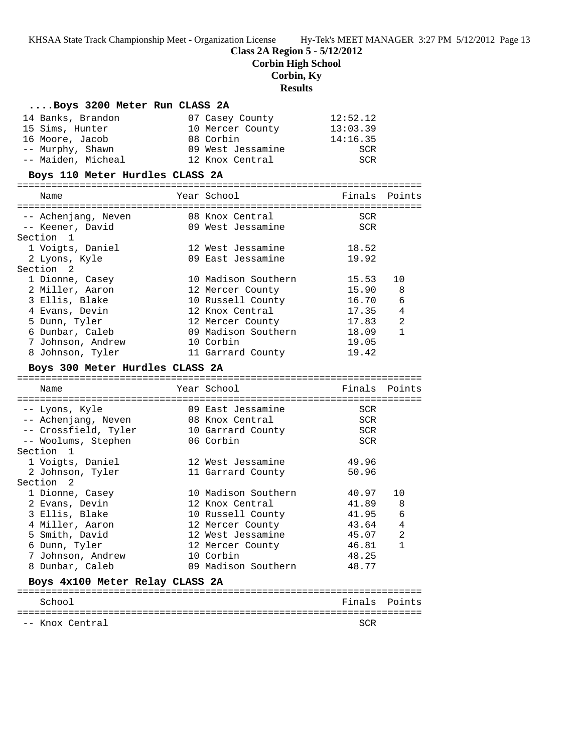**Class 2A Region 5 - 5/12/2012**
**Corbin High School**
**Corbin, Ky**
**Results**

### ....Boys 3200 Meter Run CLASS 2A

| Place | Name | Year | School | Finals |
|---|---|---|---|---|
| 14 | Banks, Brandon | 07 | Casey County | 12:52.12 |
| 15 | Sims, Hunter | 10 | Mercer County | 13:03.39 |
| 16 | Moore, Jacob | 08 | Corbin | 14:16.35 |
| -- | Murphy, Shawn | 09 | West Jessamine | SCR |
| -- | Maiden, Micheal | 12 | Knox Central | SCR |

### Boys 110 Meter Hurdles CLASS 2A

| Place | Name | Year | School | Finals | Points |
|---|---|---|---|---|---|
| -- | Achenjang, Neven | 08 | Knox Central | SCR | |
| -- | Keener, David | 09 | West Jessamine | SCR | |
| **Section 1** | | | | | |
| 1 | Voigts, Daniel | 12 | West Jessamine | 18.52 | |
| 2 | Lyons, Kyle | 09 | East Jessamine | 19.92 | |
| **Section 2** | | | | | |
| 1 | Dionne, Casey | 10 | Madison Southern | 15.53 | 10 |
| 2 | Miller, Aaron | 12 | Mercer County | 15.90 | 8 |
| 3 | Ellis, Blake | 10 | Russell County | 16.70 | 6 |
| 4 | Evans, Devin | 12 | Knox Central | 17.35 | 4 |
| 5 | Dunn, Tyler | 12 | Mercer County | 17.83 | 2 |
| 6 | Dunbar, Caleb | 09 | Madison Southern | 18.09 | 1 |
| 7 | Johnson, Andrew | 10 | Corbin | 19.05 | |
| 8 | Johnson, Tyler | 11 | Garrard County | 19.42 | |

### Boys 300 Meter Hurdles CLASS 2A

| Place | Name | Year | School | Finals | Points |
|---|---|---|---|---|---|
| -- | Lyons, Kyle | 09 | East Jessamine | SCR | |
| -- | Achenjang, Neven | 08 | Knox Central | SCR | |
| -- | Crossfield, Tyler | 10 | Garrard County | SCR | |
| -- | Woolums, Stephen | 06 | Corbin | SCR | |
| **Section 1** | | | | | |
| 1 | Voigts, Daniel | 12 | West Jessamine | 49.96 | |
| 2 | Johnson, Tyler | 11 | Garrard County | 50.96 | |
| **Section 2** | | | | | |
| 1 | Dionne, Casey | 10 | Madison Southern | 40.97 | 10 |
| 2 | Evans, Devin | 12 | Knox Central | 41.89 | 8 |
| 3 | Ellis, Blake | 10 | Russell County | 41.95 | 6 |
| 4 | Miller, Aaron | 12 | Mercer County | 43.64 | 4 |
| 5 | Smith, David | 12 | West Jessamine | 45.07 | 2 |
| 6 | Dunn, Tyler | 12 | Mercer County | 46.81 | 1 |
| 7 | Johnson, Andrew | 10 | Corbin | 48.25 | |
| 8 | Dunbar, Caleb | 09 | Madison Southern | 48.77 | |

### Boys 4x100 Meter Relay CLASS 2A

| Place | School | Finals | Points |
|---|---|---|---|
| -- | Knox Central | SCR | |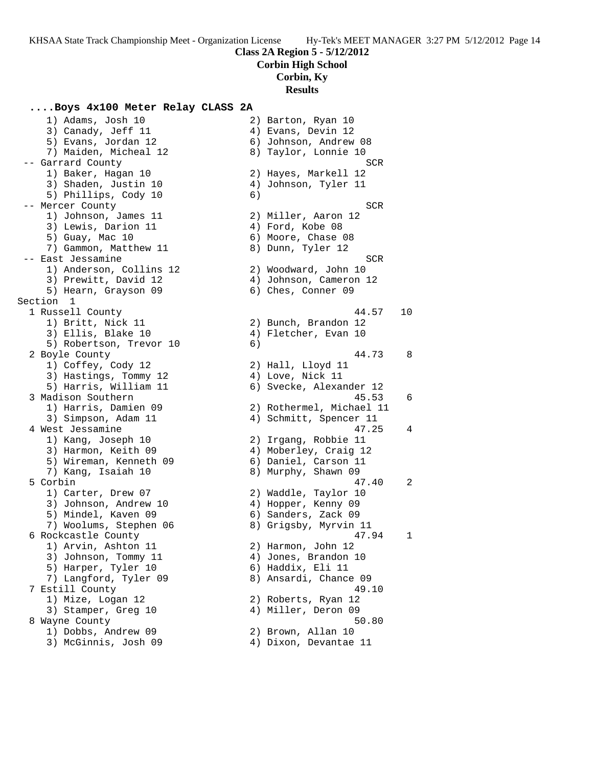**Class 2A Region 5 - 5/12/2012**

**Corbin High School**

**Corbin, Ky**

**Results**

### ....Boys 4x100 Meter Relay CLASS 2A

```
    1) Adams, Josh 10                  2) Barton, Ryan 10
    3) Canady, Jeff 11                 4) Evans, Devin 12
    5) Evans, Jordan 12                6) Johnson, Andrew 08
    7) Maiden, Micheal 12              8) Taylor, Lonnie 10
 -- Garrard County                                      SCR
    1) Baker, Hagan 10                 2) Hayes, Markell 12
    3) Shaden, Justin 10               4) Johnson, Tyler 11
    5) Phillips, Cody 10               6)
 -- Mercer County                                       SCR
    1) Johnson, James 11               2) Miller, Aaron 12
    3) Lewis, Darion 11                4) Ford, Kobe 08
    5) Guay, Mac 10                    6) Moore, Chase 08
    7) Gammon, Matthew 11              8) Dunn, Tyler 12
 -- East Jessamine                                      SCR
    1) Anderson, Collins 12            2) Woodward, John 10
    3) Prewitt, David 12               4) Johnson, Cameron 12
    5) Hearn, Grayson 09               6) Ches, Conner 09
Section  1
  1 Russell County                                    44.57   10
    1) Britt, Nick 11                  2) Bunch, Brandon 12
    3) Ellis, Blake 10                 4) Fletcher, Evan 10
    5) Robertson, Trevor 10            6)
  2 Boyle County                                      44.73    8
    1) Coffey, Cody 12                 2) Hall, Lloyd 11
    3) Hastings, Tommy 12              4) Love, Nick 11
    5) Harris, William 11              6) Svecke, Alexander 12
  3 Madison Southern                                  45.53    6
    1) Harris, Damien 09               2) Rothermel, Michael 11
    3) Simpson, Adam 11                4) Schmitt, Spencer 11
  4 West Jessamine                                    47.25    4
    1) Kang, Joseph 10                 2) Irgang, Robbie 11
    3) Harmon, Keith 09                4) Moberley, Craig 12
    5) Wireman, Kenneth 09             6) Daniel, Carson 11
    7) Kang, Isaiah 10                 8) Murphy, Shawn 09
  5 Corbin                                            47.40    2
    1) Carter, Drew 07                 2) Waddle, Taylor 10
    3) Johnson, Andrew 10              4) Hopper, Kenny 09
    5) Mindel, Kaven 09                6) Sanders, Zack 09
    7) Woolums, Stephen 06             8) Grigsby, Myrvin 11
  6 Rockcastle County                                 47.94    1
    1) Arvin, Ashton 11                2) Harmon, John 12
    3) Johnson, Tommy 11               4) Jones, Brandon 10
    5) Harper, Tyler 10                6) Haddix, Eli 11
    7) Langford, Tyler 09              8) Ansardi, Chance 09
  7 Estill County                                     49.10
    1) Mize, Logan 12                  2) Roberts, Ryan 12
    3) Stamper, Greg 10                4) Miller, Deron 09
  8 Wayne County                                      50.80
    1) Dobbs, Andrew 09                2) Brown, Allan 10
    3) McGinnis, Josh 09               4) Dixon, Devantae 11
```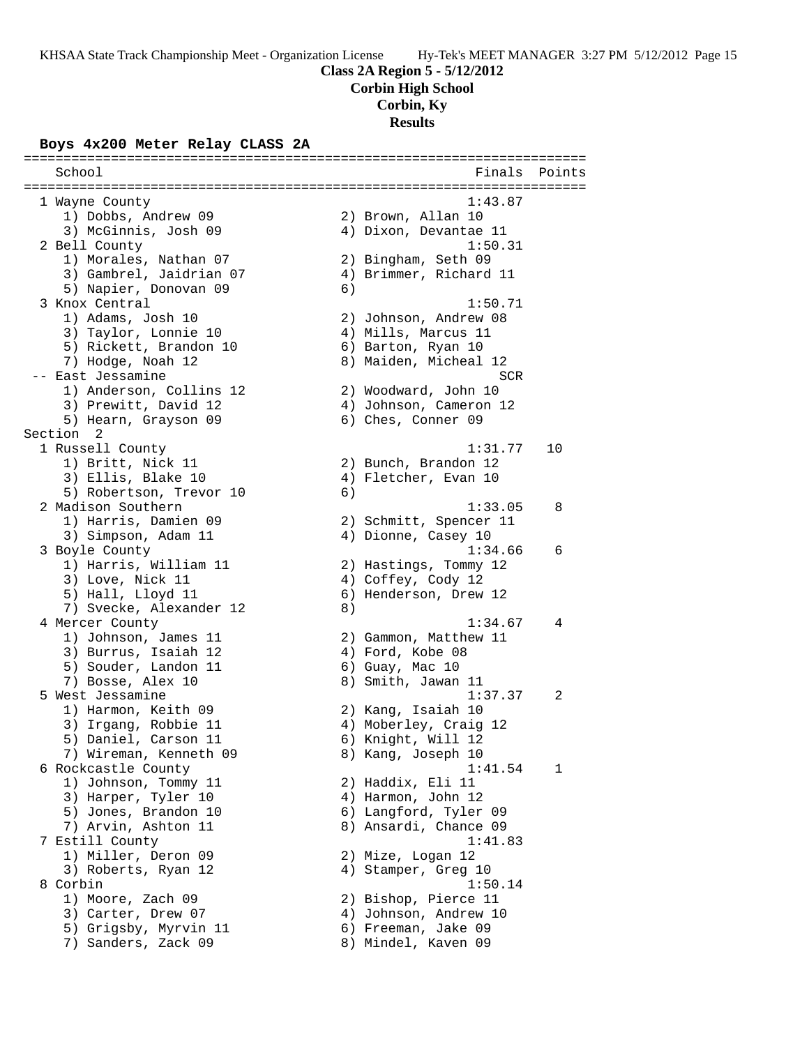**Class 2A Region 5 - 5/12/2012**
**Corbin High School**
**Corbin, Ky**
**Results**

### Boys 4x200 Meter Relay CLASS 2A

```
=======================================================================
    School                                               Finals  Points
=======================================================================
  1 Wayne County                                        1:43.87
     1) Dobbs, Andrew 09                2) Brown, Allan 10
     3) McGinnis, Josh 09               4) Dixon, Devantae 11
  2 Bell County                                         1:50.31
     1) Morales, Nathan 07              2) Bingham, Seth 09
     3) Gambrel, Jaidrian 07            4) Brimmer, Richard 11
     5) Napier, Donovan 09              6)
  3 Knox Central                                        1:50.71
     1) Adams, Josh 10                  2) Johnson, Andrew 08
     3) Taylor, Lonnie 10               4) Mills, Marcus 11
     5) Rickett, Brandon 10             6) Barton, Ryan 10
     7) Hodge, Noah 12                  8) Maiden, Micheal 12
 -- East Jessamine                                          SCR
     1) Anderson, Collins 12            2) Woodward, John 10
     3) Prewitt, David 12               4) Johnson, Cameron 12
     5) Hearn, Grayson 09               6) Ches, Conner 09
Section  2
  1 Russell County                                      1:31.77   10
     1) Britt, Nick 11                  2) Bunch, Brandon 12
     3) Ellis, Blake 10                 4) Fletcher, Evan 10
     5) Robertson, Trevor 10            6)
  2 Madison Southern                                    1:33.05    8
     1) Harris, Damien 09               2) Schmitt, Spencer 11
     3) Simpson, Adam 11                4) Dionne, Casey 10
  3 Boyle County                                        1:34.66    6
     1) Harris, William 11              2) Hastings, Tommy 12
     3) Love, Nick 11                   4) Coffey, Cody 12
     5) Hall, Lloyd 11                  6) Henderson, Drew 12
     7) Svecke, Alexander 12            8)
  4 Mercer County                                       1:34.67    4
     1) Johnson, James 11               2) Gammon, Matthew 11
     3) Burrus, Isaiah 12               4) Ford, Kobe 08
     5) Souder, Landon 11               6) Guay, Mac 10
     7) Bosse, Alex 10                  8) Smith, Jawan 11
  5 West Jessamine                                      1:37.37    2
     1) Harmon, Keith 09                2) Kang, Isaiah 10
     3) Irgang, Robbie 11               4) Moberley, Craig 12
     5) Daniel, Carson 11               6) Knight, Will 12
     7) Wireman, Kenneth 09             8) Kang, Joseph 10
  6 Rockcastle County                                   1:41.54    1
     1) Johnson, Tommy 11               2) Haddix, Eli 11
     3) Harper, Tyler 10                4) Harmon, John 12
     5) Jones, Brandon 10               6) Langford, Tyler 09
     7) Arvin, Ashton 11                8) Ansardi, Chance 09
  7 Estill County                                       1:41.83
     1) Miller, Deron 09                2) Mize, Logan 12
     3) Roberts, Ryan 12                4) Stamper, Greg 10
  8 Corbin                                              1:50.14
     1) Moore, Zach 09                  2) Bishop, Pierce 11
     3) Carter, Drew 07                 4) Johnson, Andrew 10
     5) Grigsby, Myrvin 11              6) Freeman, Jake 09
     7) Sanders, Zack 09                8) Mindel, Kaven 09
```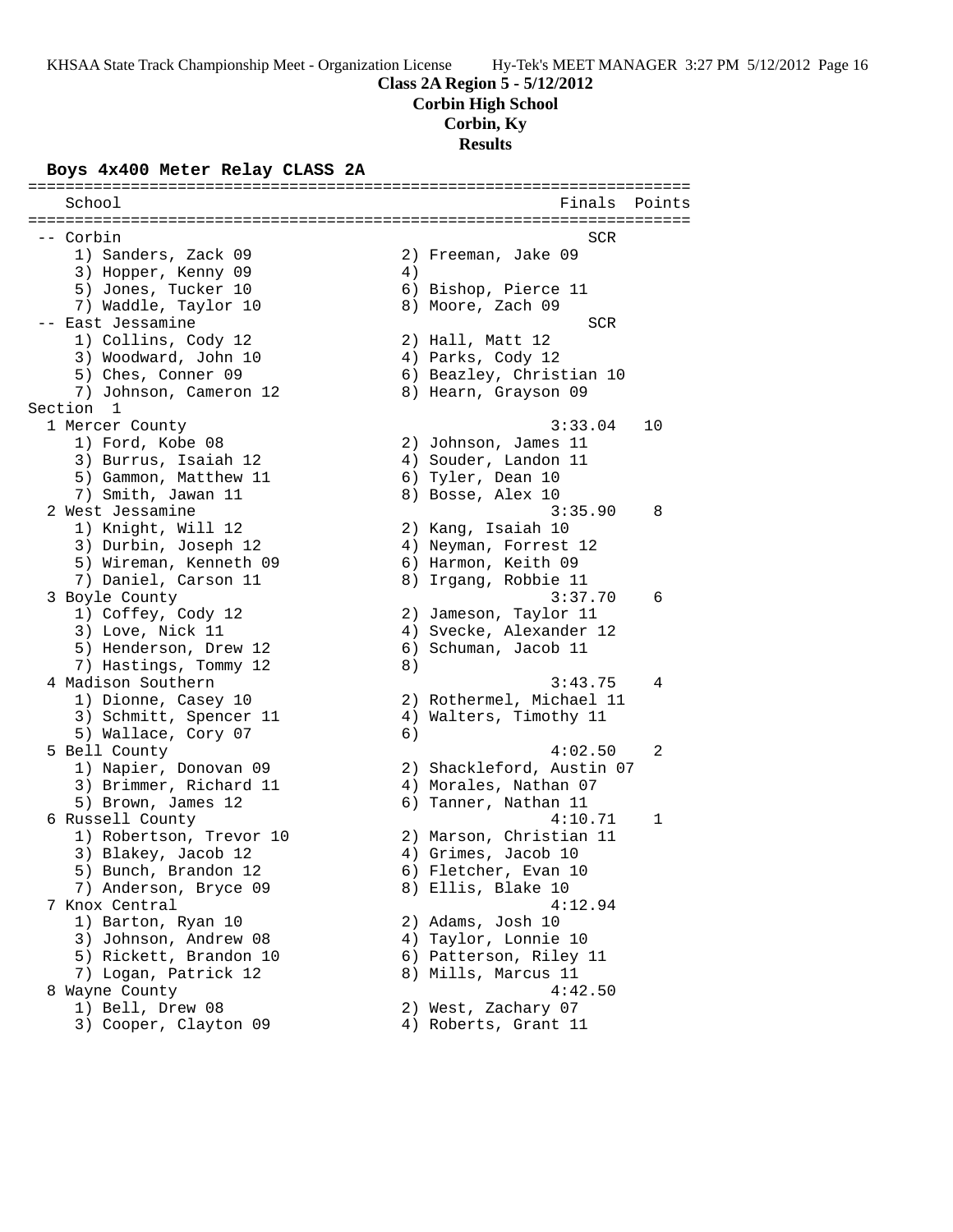**Class 2A Region 5 - 5/12/2012**
**Corbin High School**
**Corbin, Ky**
**Results**

### Boys 4x400 Meter Relay CLASS 2A

```
======================================================================
    School                                            Finals  Points
======================================================================
 -- Corbin                                               SCR
    1) Sanders, Zack 09                2) Freeman, Jake 09
    3) Hopper, Kenny 09                4)
    5) Jones, Tucker 10                6) Bishop, Pierce 11
    7) Waddle, Taylor 10               8) Moore, Zach 09
 -- East Jessamine                                       SCR
    1) Collins, Cody 12                2) Hall, Matt 12
    3) Woodward, John 10               4) Parks, Cody 12
    5) Ches, Conner 09                 6) Beazley, Christian 10
    7) Johnson, Cameron 12             8) Hearn, Grayson 09
Section  1
  1 Mercer County                                    3:33.04   10
    1) Ford, Kobe 08                   2) Johnson, James 11
    3) Burrus, Isaiah 12               4) Souder, Landon 11
    5) Gammon, Matthew 11              6) Tyler, Dean 10
    7) Smith, Jawan 11                 8) Bosse, Alex 10
  2 West Jessamine                                   3:35.90    8
    1) Knight, Will 12                 2) Kang, Isaiah 10
    3) Durbin, Joseph 12               4) Neyman, Forrest 12
    5) Wireman, Kenneth 09             6) Harmon, Keith 09
    7) Daniel, Carson 11               8) Irgang, Robbie 11
  3 Boyle County                                     3:37.70    6
    1) Coffey, Cody 12                 2) Jameson, Taylor 11
    3) Love, Nick 11                   4) Svecke, Alexander 12
    5) Henderson, Drew 12              6) Schuman, Jacob 11
    7) Hastings, Tommy 12              8)
  4 Madison Southern                                 3:43.75    4
    1) Dionne, Casey 10                2) Rothermel, Michael 11
    3) Schmitt, Spencer 11             4) Walters, Timothy 11
    5) Wallace, Cory 07                6)
  5 Bell County                                      4:02.50    2
    1) Napier, Donovan 09              2) Shackleford, Austin 07
    3) Brimmer, Richard 11             4) Morales, Nathan 07
    5) Brown, James 12                 6) Tanner, Nathan 11
  6 Russell County                                   4:10.71    1
    1) Robertson, Trevor 10            2) Marson, Christian 11
    3) Blakey, Jacob 12                4) Grimes, Jacob 10
    5) Bunch, Brandon 12               6) Fletcher, Evan 10
    7) Anderson, Bryce 09              8) Ellis, Blake 10
  7 Knox Central                                     4:12.94
    1) Barton, Ryan 10                 2) Adams, Josh 10
    3) Johnson, Andrew 08              4) Taylor, Lonnie 10
    5) Rickett, Brandon 10             6) Patterson, Riley 11
    7) Logan, Patrick 12               8) Mills, Marcus 11
  8 Wayne County                                     4:42.50
    1) Bell, Drew 08                   2) West, Zachary 07
    3) Cooper, Clayton 09              4) Roberts, Grant 11
```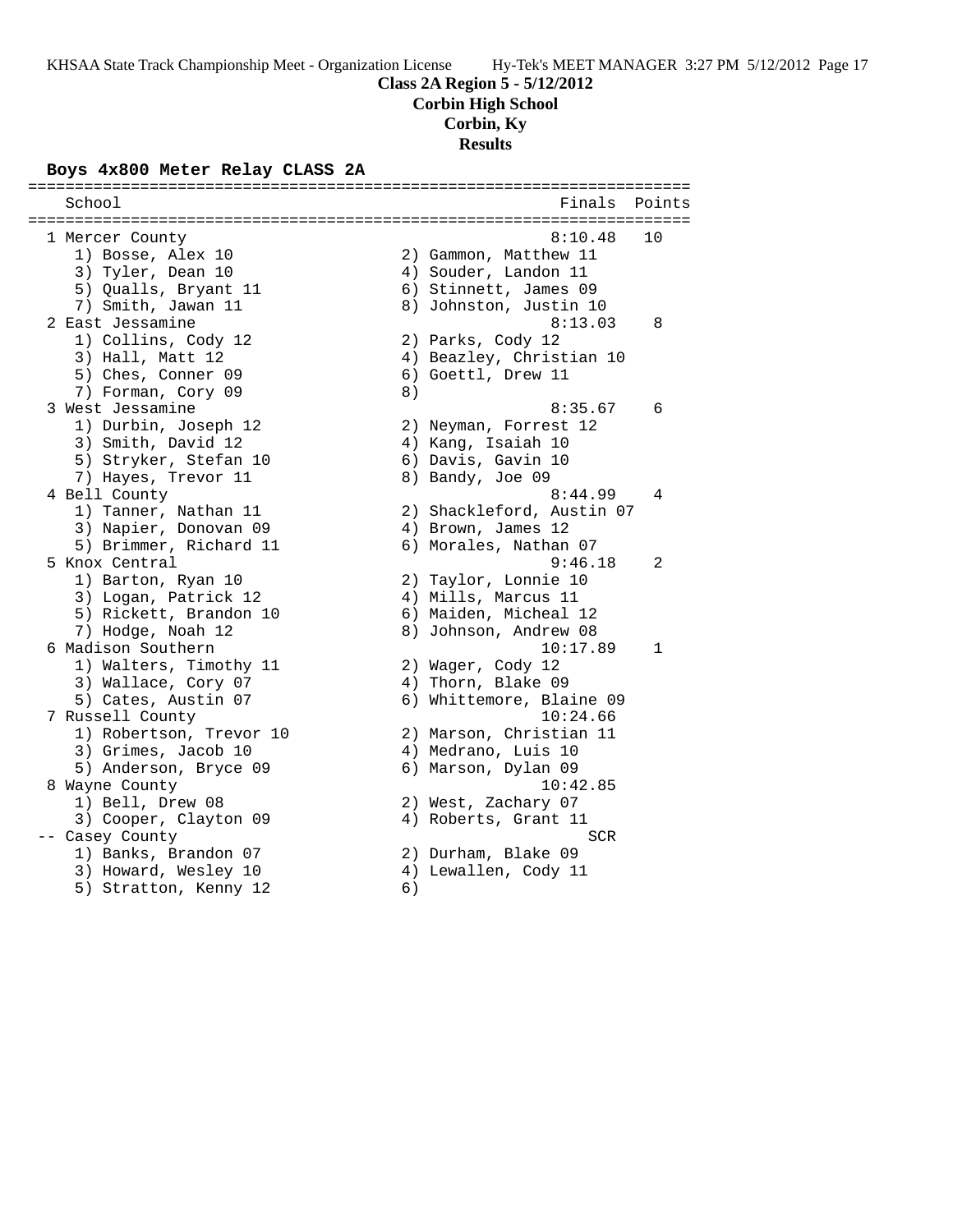**Class 2A Region 5 - 5/12/2012**

**Corbin High School**

**Corbin, Ky**

**Results**

### Boys 4x800 Meter Relay CLASS 2A

```
=======================================================================
   School                                               Finals  Points
=======================================================================
  1 Mercer County                                      8:10.48   10
     1) Bosse, Alex 10                  2) Gammon, Matthew 11
     3) Tyler, Dean 10                  4) Souder, Landon 11
     5) Qualls, Bryant 11               6) Stinnett, James 09
     7) Smith, Jawan 11                 8) Johnston, Justin 10
  2 East Jessamine                                     8:13.03    8
     1) Collins, Cody 12                2) Parks, Cody 12
     3) Hall, Matt 12                   4) Beazley, Christian 10
     5) Ches, Conner 09                 6) Goettl, Drew 11
     7) Forman, Cory 09                 8)
  3 West Jessamine                                     8:35.67    6
     1) Durbin, Joseph 12               2) Neyman, Forrest 12
     3) Smith, David 12                 4) Kang, Isaiah 10
     5) Stryker, Stefan 10              6) Davis, Gavin 10
     7) Hayes, Trevor 11                8) Bandy, Joe 09
  4 Bell County                                        8:44.99    4
     1) Tanner, Nathan 11               2) Shackleford, Austin 07
     3) Napier, Donovan 09              4) Brown, James 12
     5) Brimmer, Richard 11             6) Morales, Nathan 07
  5 Knox Central                                       9:46.18    2
     1) Barton, Ryan 10                 2) Taylor, Lonnie 10
     3) Logan, Patrick 12               4) Mills, Marcus 11
     5) Rickett, Brandon 10             6) Maiden, Micheal 12
     7) Hodge, Noah 12                  8) Johnson, Andrew 08
  6 Madison Southern                                  10:17.89    1
     1) Walters, Timothy 11             2) Wager, Cody 12
     3) Wallace, Cory 07                4) Thorn, Blake 09
     5) Cates, Austin 07                6) Whittemore, Blaine 09
  7 Russell County                                    10:24.66
     1) Robertson, Trevor 10            2) Marson, Christian 11
     3) Grimes, Jacob 10                4) Medrano, Luis 10
     5) Anderson, Bryce 09              6) Marson, Dylan 09
  8 Wayne County                                      10:42.85
     1) Bell, Drew 08                   2) West, Zachary 07
     3) Cooper, Clayton 09              4) Roberts, Grant 11
 -- Casey County                                           SCR
     1) Banks, Brandon 07               2) Durham, Blake 09
     3) Howard, Wesley 10               4) Lewallen, Cody 11
     5) Stratton, Kenny 12              6)
```